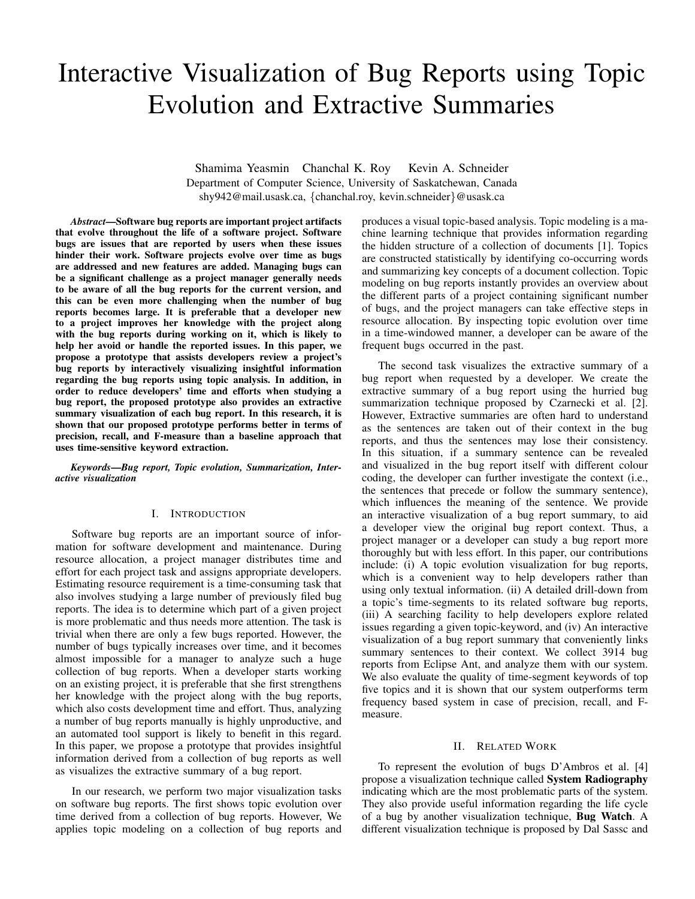# Interactive Visualization of Bug Reports using Topic Evolution and Extractive Summaries

Shamima Yeasmin Chanchal K. Roy Kevin A. Schneider
Department of Computer Science, University of Saskatchewan, Canada
shy942@mail.usask.ca, {chanchal.roy, kevin.schneider}@usask.ca

***Abstract*—Software bug reports are important project artifacts that evolve throughout the life of a software project. Software bugs are issues that are reported by users when these issues hinder their work. Software projects evolve over time as bugs are addressed and new features are added. Managing bugs can be a significant challenge as a project manager generally needs to be aware of all the bug reports for the current version, and this can be even more challenging when the number of bug reports becomes large. It is preferable that a developer new to a project improves her knowledge with the project along with the bug reports during working on it, which is likely to help her avoid or handle the reported issues. In this paper, we propose a prototype that assists developers review a project's bug reports by interactively visualizing insightful information regarding the bug reports using topic analysis. In addition, in order to reduce developers' time and efforts when studying a bug report, the proposed prototype also provides an extractive summary visualization of each bug report. In this research, it is shown that our proposed prototype performs better in terms of precision, recall, and F-measure than a baseline approach that uses time-sensitive keyword extraction.**

***Keywords*—Bug report, Topic evolution, Summarization, Interactive visualization**

## I. Introduction

Software bug reports are an important source of information for software development and maintenance. During resource allocation, a project manager distributes time and effort for each project task and assigns appropriate developers. Estimating resource requirement is a time-consuming task that also involves studying a large number of previously filed bug reports. The idea is to determine which part of a given project is more problematic and thus needs more attention. The task is trivial when there are only a few bugs reported. However, the number of bugs typically increases over time, and it becomes almost impossible for a manager to analyze such a huge collection of bug reports. When a developer starts working on an existing project, it is preferable that she first strengthens her knowledge with the project along with the bug reports, which also costs development time and effort. Thus, analyzing a number of bug reports manually is highly unproductive, and an automated tool support is likely to benefit in this regard. In this paper, we propose a prototype that provides insightful information derived from a collection of bug reports as well as visualizes the extractive summary of a bug report.

In our research, we perform two major visualization tasks on software bug reports. The first shows topic evolution over time derived from a collection of bug reports. However, We applies topic modeling on a collection of bug reports and produces a visual topic-based analysis. Topic modeling is a machine learning technique that provides information regarding the hidden structure of a collection of documents [1]. Topics are constructed statistically by identifying co-occurring words and summarizing key concepts of a document collection. Topic modeling on bug reports instantly provides an overview about the different parts of a project containing significant number of bugs, and the project managers can take effective steps in resource allocation. By inspecting topic evolution over time in a time-windowed manner, a developer can be aware of the frequent bugs occurred in the past.

The second task visualizes the extractive summary of a bug report when requested by a developer. We create the extractive summary of a bug report using the hurried bug summarization technique proposed by Czarnecki et al. [2]. However, Extractive summaries are often hard to understand as the sentences are taken out of their context in the bug reports, and thus the sentences may lose their consistency. In this situation, if a summary sentence can be revealed and visualized in the bug report itself with different colour coding, the developer can further investigate the context (i.e., the sentences that precede or follow the summary sentence), which influences the meaning of the sentence. We provide an interactive visualization of a bug report summary, to aid a developer view the original bug report context. Thus, a project manager or a developer can study a bug report more thoroughly but with less effort. In this paper, our contributions include: (i) A topic evolution visualization for bug reports, which is a convenient way to help developers rather than using only textual information. (ii) A detailed drill-down from a topic's time-segments to its related software bug reports, (iii) A searching facility to help developers explore related issues regarding a given topic-keyword, and (iv) An interactive visualization of a bug report summary that conveniently links summary sentences to their context. We collect 3914 bug reports from Eclipse Ant, and analyze them with our system. We also evaluate the quality of time-segment keywords of top five topics and it is shown that our system outperforms term frequency based system in case of precision, recall, and F-measure.

## II. Related Work

To represent the evolution of bugs D'Ambros et al. [4] propose a visualization technique called **System Radiography** indicating which are the most problematic parts of the system. They also provide useful information regarding the life cycle of a bug by another visualization technique, **Bug Watch**. A different visualization technique is proposed by Dal Sassc and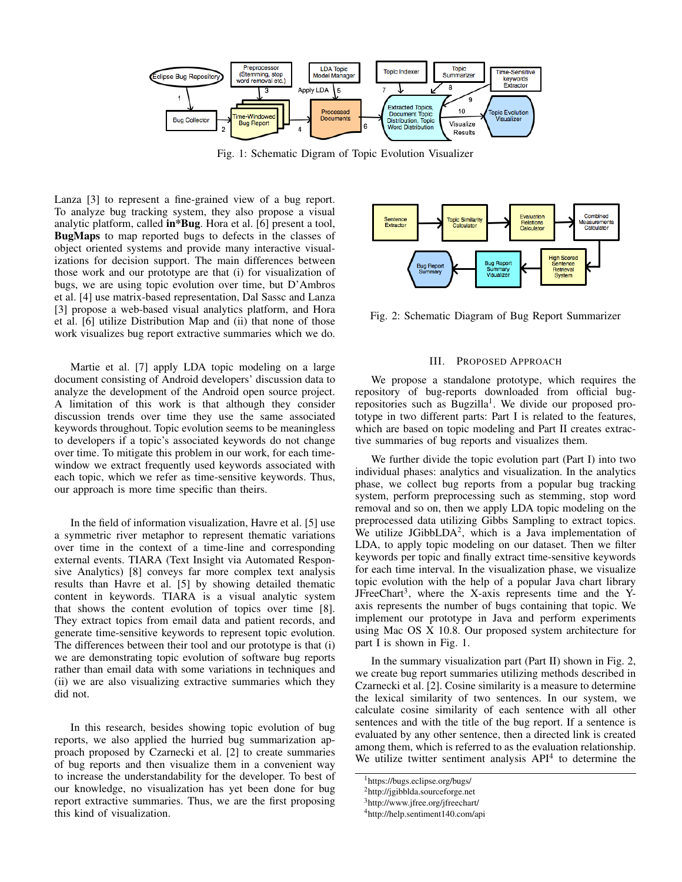Eclipse Bug Repository
Preprocessor (Stemming, stop word removal etc.)
LDA Topic Model Manager
Topic Indexer
Topic Summarizer
Time-Sensitive keywords Extractor
1
3
Apply LDA
5
7
8
9
Bug Collector
2
Time-Windowed Bug Report
4
Processed Documents
6
Extracted Topics, Document Topic Distribution, Topic Word Distribution
10
Visualize Results
Topic Evolution Visualizer

Fig. 1: Schematic Digram of Topic Evolution Visualizer

Lanza [3] to represent a fine-grained view of a bug report. To analyze bug tracking system, they also propose a visual analytic platform, called **in*Bug**. Hora et al. [6] present a tool, **BugMaps** to map reported bugs to defects in the classes of object oriented systems and provide many interactive visualizations for decision support. The main differences between those work and our prototype are that (i) for visualization of bugs, we are using topic evolution over time, but D'Ambros et al. [4] use matrix-based representation, Dal Sassc and Lanza [3] propose a web-based visual analytics platform, and Hora et al. [6] utilize Distribution Map and (ii) that none of those work visualizes bug report extractive summaries which we do.

Martie et al. [7] apply LDA topic modeling on a large document consisting of Android developers' discussion data to analyze the development of the Android open source project. A limitation of this work is that although they consider discussion trends over time they use the same associated keywords throughout. Topic evolution seems to be meaningless to developers if a topic's associated keywords do not change over time. To mitigate this problem in our work, for each time-window we extract frequently used keywords associated with each topic, which we refer as time-sensitive keywords. Thus, our approach is more time specific than theirs.

In the field of information visualization, Havre et al. [5] use a symmetric river metaphor to represent thematic variations over time in the context of a time-line and corresponding external events. TIARA (Text Insight via Automated Responsive Analytics) [8] conveys far more complex text analysis results than Havre et al. [5] by showing detailed thematic content in keywords. TIARA is a visual analytic system that shows the content evolution of topics over time [8]. They extract topics from email data and patient records, and generate time-sensitive keywords to represent topic evolution. The differences between their tool and our prototype is that (i) we are demonstrating topic evolution of software bug reports rather than email data with some variations in techniques and (ii) we are also visualizing extractive summaries which they did not.

In this research, besides showing topic evolution of bug reports, we also applied the hurried bug summarization approach proposed by Czarnecki et al. [2] to create summaries of bug reports and then visualize them in a convenient way to increase the understandability for the developer. To best of our knowledge, no visualization has yet been done for bug report extractive summaries. Thus, we are the first proposing this kind of visualization.

Sentence Extractor
Topic Similarity Calculator
Evaluation Relations Calculator
Combined Measurements Calculator
Bug Report Summary
Bug Report Summary Visualizer
High Scored Sentence Retrieval System

Fig. 2: Schematic Diagram of Bug Report Summarizer

## III. Proposed Approach

We propose a standalone prototype, which requires the repository of bug-reports downloaded from official bug-repositories such as Bugzilla[1]. We divide our proposed prototype in two different parts: Part I is related to the features, which are based on topic modeling and Part II creates extractive summaries of bug reports and visualizes them.

We further divide the topic evolution part (Part I) into two individual phases: analytics and visualization. In the analytics phase, we collect bug reports from a popular bug tracking system, perform preprocessing such as stemming, stop word removal and so on, then we apply LDA topic modeling on the preprocessed data utilizing Gibbs Sampling to extract topics. We utilize JGibbLDA[2], which is a Java implementation of LDA, to apply topic modeling on our dataset. Then we filter keywords per topic and finally extract time-sensitive keywords for each time interval. In the visualization phase, we visualize topic evolution with the help of a popular Java chart library JFreeChart[3], where the X-axis represents time and the Y-axis represents the number of bugs containing that topic. We implement our prototype in Java and perform experiments using Mac OS X 10.8. Our proposed system architecture for part I is shown in Fig. 1.

In the summary visualization part (Part II) shown in Fig. 2, we create bug report summaries utilizing methods described in Czarnecki et al. [2]. Cosine similarity is a measure to determine the lexical similarity of two sentences. In our system, we calculate cosine similarity of each sentence with all other sentences and with the title of the bug report. If a sentence is evaluated by any other sentence, then a directed link is created among them, which is referred to as the evaluation relationship. We utilize twitter sentiment analysis API[4] to determine the

[1]https://bugs.eclipse.org/bugs/
[2]http://jgibblda.sourceforge.net
[3]http://www.jfree.org/jfreechart/
[4]http://help.sentiment140.com/api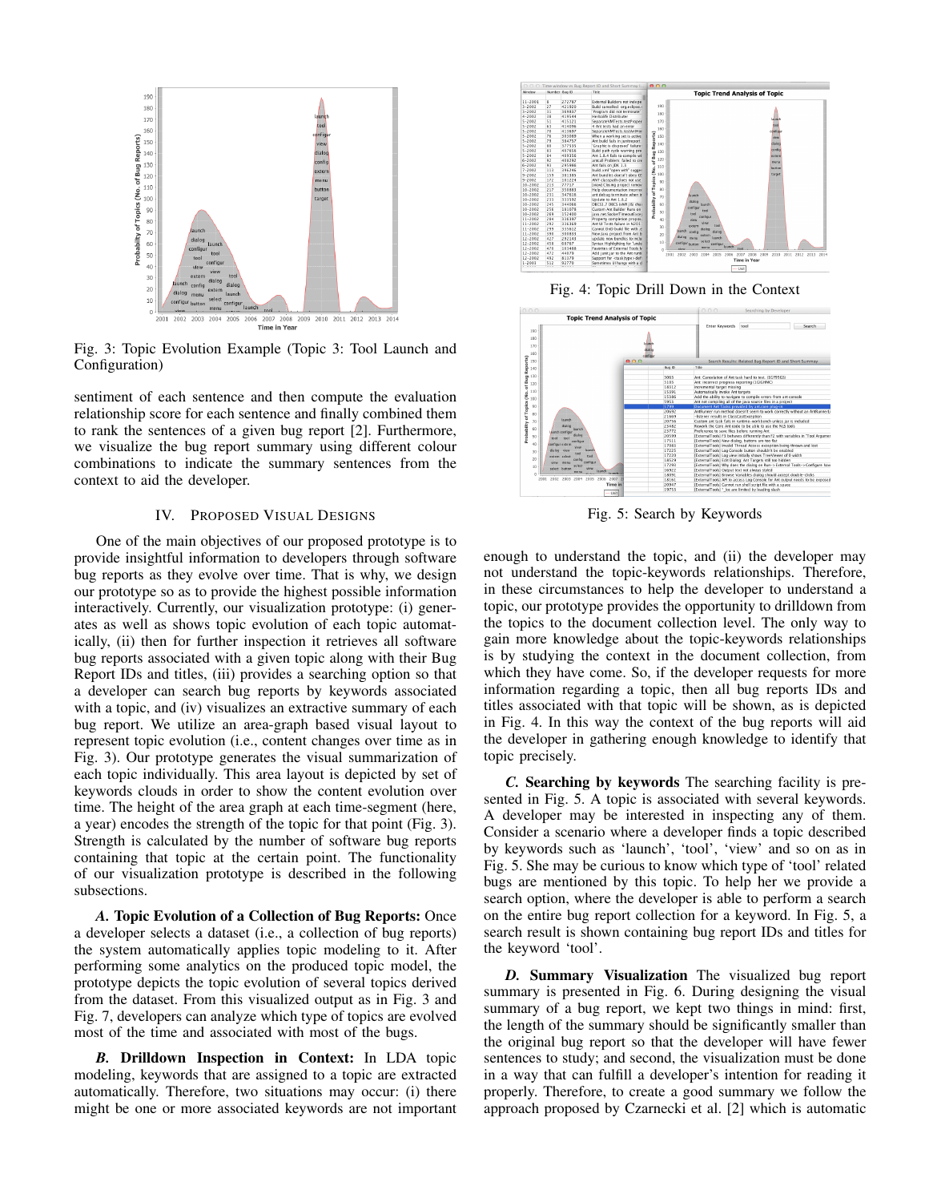Time in Year

Probability of Topics (No. of Bug Reports)

Fig. 3: Topic Evolution Example (Topic 3: Tool Launch and Configuration)

sentiment of each sentence and then compute the evaluation relationship score for each sentence and finally combined them to rank the sentences of a given bug report [2]. Furthermore, we visualize the bug report summary using different colour combinations to indicate the summary sentences from the context to aid the developer.

## IV. Proposed Visual Designs

One of the main objectives of our proposed prototype is to provide insightful information to developers through software bug reports as they evolve over time. That is why, we design our prototype so as to provide the highest possible information interactively. Currently, our visualization prototype: (i) generates as well as shows topic evolution of each topic automatically, (ii) then for further inspection it retrieves all software bug reports associated with a given topic along with their Bug Report IDs and titles, (iii) provides a searching option so that a developer can search bug reports by keywords associated with a topic, and (iv) visualizes an extractive summary of each bug report. We utilize an area-graph based visual layout to represent topic evolution (i.e., content changes over time as in Fig. 3). Our prototype generates the visual summarization of each topic individually. This area layout is depicted by set of keywords clouds in order to show the content evolution over time. The height of the area graph at each time-segment (here, a year) encodes the strength of the topic for that point (Fig. 3). Strength is calculated by the number of software bug reports containing that topic at the certain point. The functionality of our visualization prototype is described in the following subsections.

***A.* Topic Evolution of a Collection of Bug Reports:** Once a developer selects a dataset (i.e., a collection of bug reports) the system automatically applies topic modeling to it. After performing some analytics on the produced topic model, the prototype depicts the topic evolution of several topics derived from the dataset. From this visualized output as in Fig. 3 and Fig. 7, developers can analyze which type of topics are evolved most of the time and associated with most of the bugs.

***B.* Drilldown Inspection in Context:** In LDA topic modeling, keywords that are assigned to a topic are extracted automatically. Therefore, two situations may occur: (i) there might be one or more associated keywords are not important enough to understand the topic, and (ii) the developer may not understand the topic-keywords relationships. Therefore, in these circumstances to help the developer to understand a topic, our prototype provides the opportunity to drilldown from the topics to the document collection level. The only way to gain more knowledge about the topic-keywords relationships is by studying the context in the document collection, from which they have come. So, if the developer requests for more information regarding a topic, then all bug reports IDs and titles associated with that topic will be shown, as is depicted in Fig. 4. In this way the context of the bug reports will aid the developer in gathering enough knowledge to identify that topic precisely.

Topic Trend Analysis of Topic

Fig. 4: Topic Drill Down in the Context

Topic Trend Analysis of Topic

Searching by Developer

Fig. 5: Search by Keywords

***C.* Searching by keywords** The searching facility is presented in Fig. 5. A topic is associated with several keywords. A developer may be interested in inspecting any of them. Consider a scenario where a developer finds a topic described by keywords such as 'launch', 'tool', 'view' and so on as in Fig. 5. She may be curious to know which type of 'tool' related bugs are mentioned by this topic. To help her we provide a search option, where the developer is able to perform a search on the entire bug report collection for a keyword. In Fig. 5, a search result is shown containing bug report IDs and titles for the keyword 'tool'.

***D.* Summary Visualization** The visualized bug report summary is presented in Fig. 6. During designing the visual summary of a bug report, we kept two things in mind: first, the length of the summary should be significantly smaller than the original bug report so that the developer will have fewer sentences to study; and second, the visualization must be done in a way that can fulfill a developer's intention for reading it properly. Therefore, to create a good summary we follow the approach proposed by Czarnecki et al. [2] which is automatic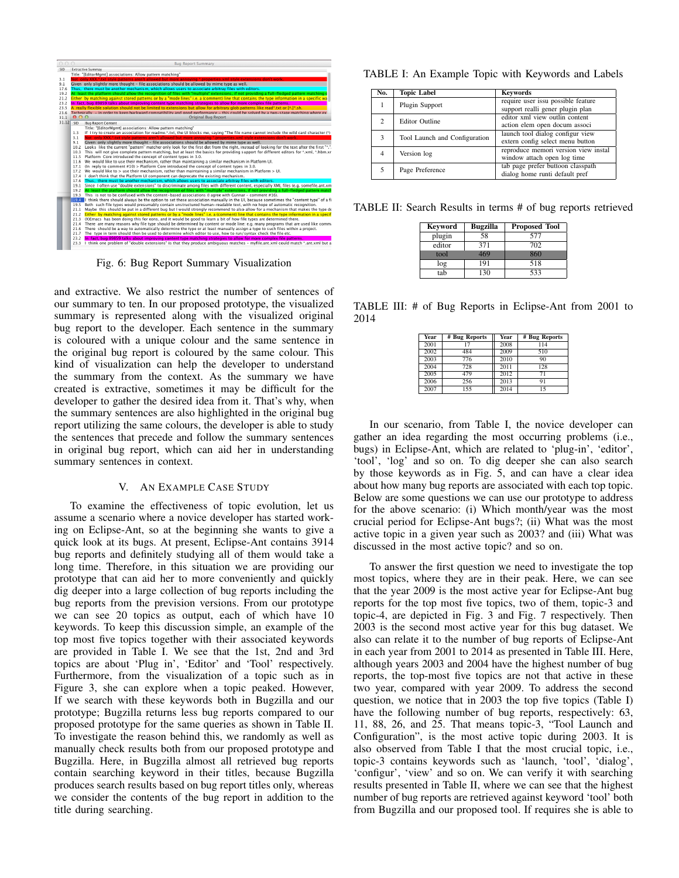Fig. 6: Bug Report Summary Visualization

and extractive. We also restrict the number of sentences of our summary to ten. In our proposed prototype, the visualized summary is represented along with the visualized original bug report to the developer. Each sentence in the summary is coloured with a unique colour and the same sentence in the original bug report is coloured by the same colour. This kind of visualization can help the developer to understand the summary from the context. As the summary we have created is extractive, sometimes it may be difficult for the developer to gather the desired idea from it. That's why, when the summary sentences are also highlighted in the original bug report utilizing the same colours, the developer is able to study the sentences that precede and follow the summary sentences in original bug report, which can aid her in understanding summary sentences in context.

## V. An Example Case Study

To examine the effectiveness of topic evolution, let us assume a scenario where a novice developer has started working on Eclipse-Ant, so at the beginning she wants to give a quick look at its bugs. At present, Eclipse-Ant contains 3914 bug reports and definitely studying all of them would take a long time. Therefore, in this situation we are providing our prototype that can aid her to more conveniently and quickly dig deeper into a large collection of bug reports including the bug reports from the prevision versions. From our prototype we can see 20 topics as output, each of which have 10 keywords. To keep this discussion simple, an example of the top most five topics together with their associated keywords are provided in Table I. We see that the 1st, 2nd and 3rd topics are about 'Plug in', 'Editor' and 'Tool' respectively. Furthermore, from the visualization of a topic such as in Figure 3, she can explore when a topic peaked. However, If we search with these keywords both in Bugzilla and our prototype; Bugzilla returns less bug reports compared to our proposed prototype for the same queries as shown in Table II. To investigate the reason behind this, we randomly as well as manually check results both from our proposed prototype and Bugzilla. Here, in Bugzilla almost all retrieved bug reports contain searching keyword in their titles, because Bugzilla produces search results based on bug report titles only, whereas we consider the contents of the bug report in addition to the title during searching.

TABLE I: An Example Topic with Keywords and Labels

| No. | Topic Label | Keywords |
|---|---|---|
| 1 | Plugin Support | require user issu possible feature support realli gener plugin plan |
| 2 | Editor Outline | editor xml view outlin content action elem open docum associ |
| 3 | Tool Launch and Configuration | launch tool dialog configur view extern config select menu button |
| 4 | Version log | reproduce memori version view instal window attach open log time |
| 5 | Page Preference | tab page prefer buttoon classpath dialog home runti default pref |

TABLE II: Search Results in terms # of bug reports retrieved

| Keyword | Bugzilla | Proposed Tool |
|---|---|---|
| plugin | 58 | 577 |
| editor | 371 | 702 |
| tool | 469 | 860 |
| log | 191 | 518 |
| tab | 130 | 533 |

TABLE III: # of Bug Reports in Eclipse-Ant from 2001 to 2014

| Year | # Bug Reports | Year | # Bug Reports |
|---|---|---|---|
| 2001 | 17 | 2008 | 114 |
| 2002 | 484 | 2009 | 510 |
| 2003 | 776 | 2010 | 90 |
| 2004 | 728 | 2011 | 128 |
| 2005 | 479 | 2012 | 71 |
| 2006 | 256 | 2013 | 91 |
| 2007 | 155 | 2014 | 15 |

In our scenario, from Table I, the novice developer can gather an idea regarding the most occurring problems (i.e., bugs) in Eclipse-Ant, which are related to 'plug-in', 'editor', 'tool', 'log' and so on. To dig deeper she can also search by those keywords as in Fig. 5, and can have a clear idea about how many bug reports are associated with each top topic. Below are some questions we can use our prototype to address for the above scenario: (i) Which month/year was the most crucial period for Eclipse-Ant bugs?; (ii) What was the most active topic in a given year such as 2003? and (iii) What was discussed in the most active topic? and so on.

To answer the first question we need to investigate the top most topics, where they are in their peak. Here, we can see that the year 2009 is the most active year for Eclipse-Ant bug reports for the top most five topics, two of them, topic-3 and topic-4, are depicted in Fig. 3 and Fig. 7 respectively. Then 2003 is the second most active year for this bug dataset. We also can relate it to the number of bug reports of Eclipse-Ant in each year from 2001 to 2014 as presented in Table III. Here, although years 2003 and 2004 have the highest number of bug reports, the top-most five topics are not that active in these two year, compared with year 2009. To address the second question, we notice that in 2003 the top five topics (Table I) have the following number of bug reports, respectively: 63, 11, 88, 26, and 25. That means topic-3, "Tool Launch and Configuration", is the most active topic during 2003. It is also observed from Table I that the most crucial topic, i.e., topic-3 contains keywords such as 'launch', 'tool', 'dialog', 'configur', 'view' and so on. We can verify it with searching results presented in Table II, where we can see that the highest number of bug reports are retrieved against keyword 'tool' both from Bugzilla and our proposed tool. If requires she is able to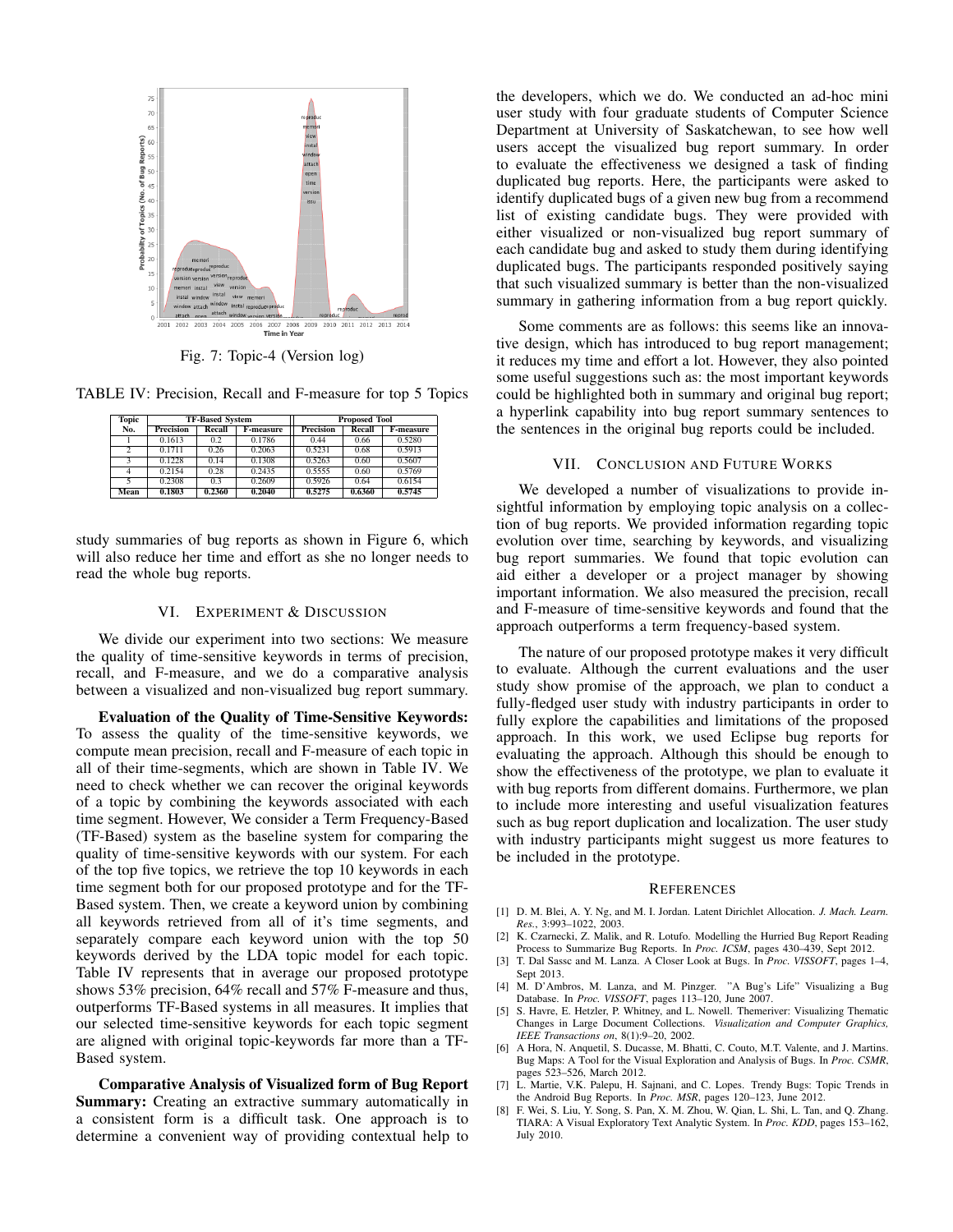75
70
65
60
55
50
45
40
35
30
25
20
15
10
5
0

Probability of Topics (No. of Bug Reports)

2001 2002 2003 2004 2005 2006 2007 2008 2009 2010 2011 2012 2013 2014

Time in Year

reproduc memori view instal window attach open time version issu

memori reproduc reproduc reproduc version version version reproduc memori instal view version instal window instal view memori window attach window instal reproduc reproduc attach open attach window version version

reproduc reproduc reproduc

Fig. 7: Topic-4 (Version log)

TABLE IV: Precision, Recall and F-measure for top 5 Topics

| Topic No. | TF-Based System | | | Proposed Tool | | |
|---|---|---|---|---|---|---|
| | Precision | Recall | F-measure | Precision | Recall | F-measure |
| 1 | 0.1613 | 0.2 | 0.1786 | 0.44 | 0.66 | 0.5280 |
| 2 | 0.1711 | 0.26 | 0.2063 | 0.5231 | 0.68 | 0.5913 |
| 3 | 0.1228 | 0.14 | 0.1308 | 0.5263 | 0.60 | 0.5607 |
| 4 | 0.2154 | 0.28 | 0.2435 | 0.5555 | 0.60 | 0.5769 |
| 5 | 0.2308 | 0.3 | 0.2609 | 0.5926 | 0.64 | 0.6154 |
| **Mean** | **0.1803** | **0.2360** | **0.2040** | **0.5275** | **0.6360** | **0.5745** |

study summaries of bug reports as shown in Figure 6, which will also reduce her time and effort as she no longer needs to read the whole bug reports.

## VI. Experiment & Discussion

We divide our experiment into two sections: We measure the quality of time-sensitive keywords in terms of precision, recall, and F-measure, and we do a comparative analysis between a visualized and non-visualized bug report summary.

**Evaluation of the Quality of Time-Sensitive Keywords:** To assess the quality of the time-sensitive keywords, we compute mean precision, recall and F-measure of each topic in all of their time-segments, which are shown in Table IV. We need to check whether we can recover the original keywords of a topic by combining the keywords associated with each time segment. However, We consider a Term Frequency-Based (TF-Based) system as the baseline system for comparing the quality of time-sensitive keywords with our system. For each of the top five topics, we retrieve the top 10 keywords in each time segment both for our proposed prototype and for the TF-Based system. Then, we create a keyword union by combining all keywords retrieved from all of it's time segments, and separately compare each keyword union with the top 50 keywords derived by the LDA topic model for each topic. Table IV represents that in average our proposed prototype shows 53% precision, 64% recall and 57% F-measure and thus, outperforms TF-Based systems in all measures. It implies that our selected time-sensitive keywords for each topic segment are aligned with original topic-keywords far more than a TF-Based system.

**Comparative Analysis of Visualized form of Bug Report Summary:** Creating an extractive summary automatically in a consistent form is a difficult task. One approach is to determine a convenient way of providing contextual help to the developers, which we do. We conducted an ad-hoc mini user study with four graduate students of Computer Science Department at University of Saskatchewan, to see how well users accept the visualized bug report summary. In order to evaluate the effectiveness we designed a task of finding duplicated bug reports. Here, the participants were asked to identify duplicated bugs of a given new bug from a recommend list of existing candidate bugs. They were provided with either visualized or non-visualized bug report summary of each candidate bug and asked to study them during identifying duplicated bugs. The participants responded positively saying that such visualized summary is better than the non-visualized summary in gathering information from a bug report quickly.

Some comments are as follows: this seems like an innovative design, which has introduced to bug report management; it reduces my time and effort a lot. However, they also pointed some useful suggestions such as: the most important keywords could be highlighted both in summary and original bug report; a hyperlink capability into bug report summary sentences to the sentences in the original bug reports could be included.

## VII. Conclusion and Future Works

We developed a number of visualizations to provide insightful information by employing topic analysis on a collection of bug reports. We provided information regarding topic evolution over time, searching by keywords, and visualizing bug report summaries. We found that topic evolution can aid either a developer or a project manager by showing important information. We also measured the precision, recall and F-measure of time-sensitive keywords and found that the approach outperforms a term frequency-based system.

The nature of our proposed prototype makes it very difficult to evaluate. Although the current evaluations and the user study show promise of the approach, we plan to conduct a fully-fledged user study with industry participants in order to fully explore the capabilities and limitations of the proposed approach. In this work, we used Eclipse bug reports for evaluating the approach. Although this should be enough to show the effectiveness of the prototype, we plan to evaluate it with bug reports from different domains. Furthermore, we plan to include more interesting and useful visualization features such as bug report duplication and localization. The user study with industry participants might suggest us more features to be included in the prototype.

## References

[1] D. M. Blei, A. Y. Ng, and M. I. Jordan. Latent Dirichlet Allocation. *J. Mach. Learn. Res.*, 3:993–1022, 2003.

[2] K. Czarnecki, Z. Malik, and R. Lotufo. Modelling the Hurried Bug Report Reading Process to Summarize Bug Reports. In *Proc. ICSM*, pages 430–439, Sept 2012.

[3] T. Dal Sassc and M. Lanza. A Closer Look at Bugs. In *Proc. VISSOFT*, pages 1–4, Sept 2013.

[4] M. D'Ambros, M. Lanza, and M. Pinzger. "A Bug's Life" Visualizing a Bug Database. In *Proc. VISSOFT*, pages 113–120, June 2007.

[5] S. Havre, E. Hetzler, P. Whitney, and L. Nowell. Themeriver: Visualizing Thematic Changes in Large Document Collections. *Visualization and Computer Graphics, IEEE Transactions on*, 8(1):9–20, 2002.

[6] A Hora, N. Anquetil, S. Ducasse, M. Bhatti, C. Couto, M.T. Valente, and J. Martins. Bug Maps: A Tool for the Visual Exploration and Analysis of Bugs. In *Proc. CSMR*, pages 523–526, March 2012.

[7] L. Martie, V.K. Palepu, H. Sajnani, and C. Lopes. Trendy Bugs: Topic Trends in the Android Bug Reports. In *Proc. MSR*, pages 120–123, June 2012.

[8] F. Wei, S. Liu, Y. Song, S. Pan, X. M. Zhou, W. Qian, L. Shi, L. Tan, and Q. Zhang. TIARA: A Visual Exploratory Text Analytic System. In *Proc. KDD*, pages 153–162, July 2010.